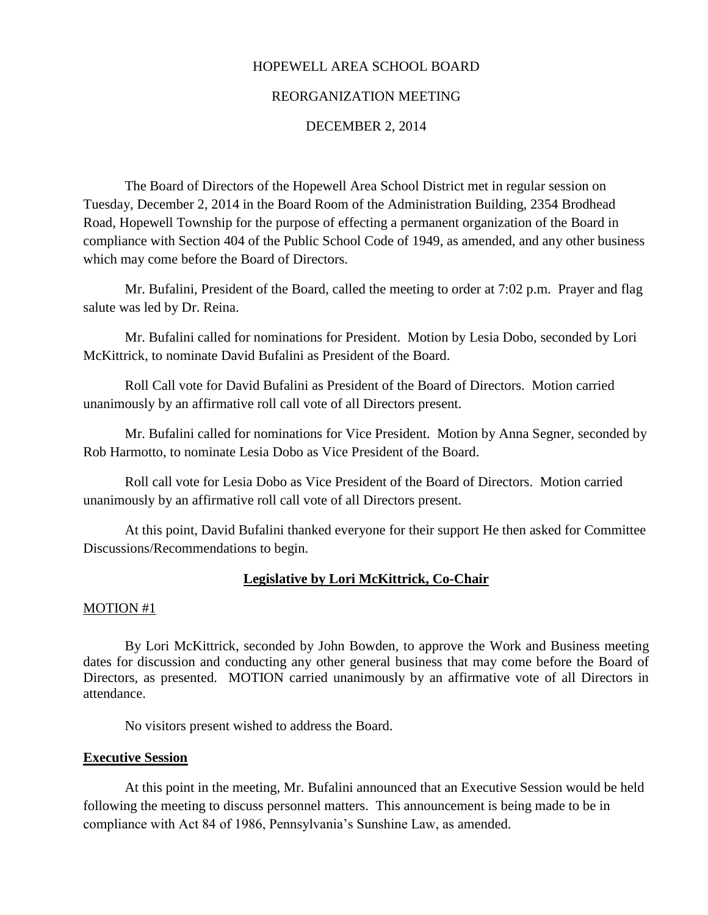HOPEWELL AREA SCHOOL BOARD

REORGANIZATION MEETING

DECEMBER 2, 2014

The Board of Directors of the Hopewell Area School District met in regular session on Tuesday, December 2, 2014 in the Board Room of the Administration Building, 2354 Brodhead Road, Hopewell Township for the purpose of effecting a permanent organization of the Board in compliance with Section 404 of the Public School Code of 1949, as amended, and any other business which may come before the Board of Directors.

Mr. Bufalini, President of the Board, called the meeting to order at 7:02 p.m. Prayer and flag salute was led by Dr. Reina.

Mr. Bufalini called for nominations for President. Motion by Lesia Dobo, seconded by Lori McKittrick, to nominate David Bufalini as President of the Board.

Roll Call vote for David Bufalini as President of the Board of Directors. Motion carried unanimously by an affirmative roll call vote of all Directors present.

Mr. Bufalini called for nominations for Vice President. Motion by Anna Segner, seconded by Rob Harmotto, to nominate Lesia Dobo as Vice President of the Board.

Roll call vote for Lesia Dobo as Vice President of the Board of Directors. Motion carried unanimously by an affirmative roll call vote of all Directors present.

At this point, David Bufalini thanked everyone for their support He then asked for Committee Discussions/Recommendations to begin.

## Legislative by Lori McKittrick, Co-Chair

MOTION #1

By Lori McKittrick, seconded by John Bowden, to approve the Work and Business meeting dates for discussion and conducting any other general business that may come before the Board of Directors, as presented. MOTION carried unanimously by an affirmative vote of all Directors in attendance.

No visitors present wished to address the Board.

## Executive Session

At this point in the meeting, Mr. Bufalini announced that an Executive Session would be held following the meeting to discuss personnel matters. This announcement is being made to be in compliance with Act 84 of 1986, Pennsylvania's Sunshine Law, as amended.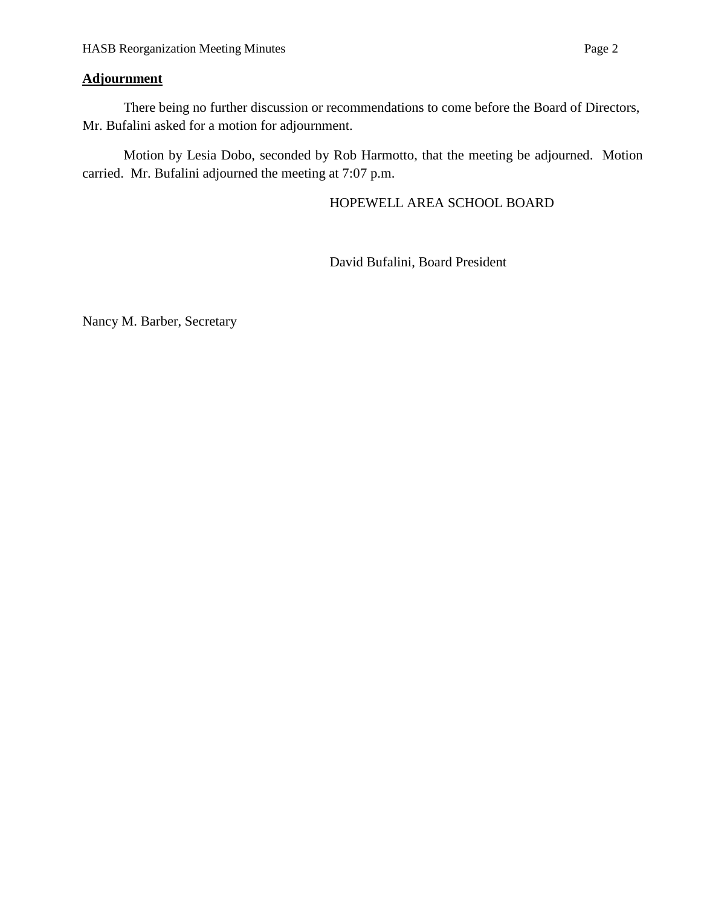**Adjournment**

There being no further discussion or recommendations to come before the Board of Directors, Mr. Bufalini asked for a motion for adjournment.

Motion by Lesia Dobo, seconded by Rob Harmotto, that the meeting be adjourned. Motion carried. Mr. Bufalini adjourned the meeting at 7:07 p.m.

HOPEWELL AREA SCHOOL BOARD

David Bufalini, Board President

Nancy M. Barber, Secretary